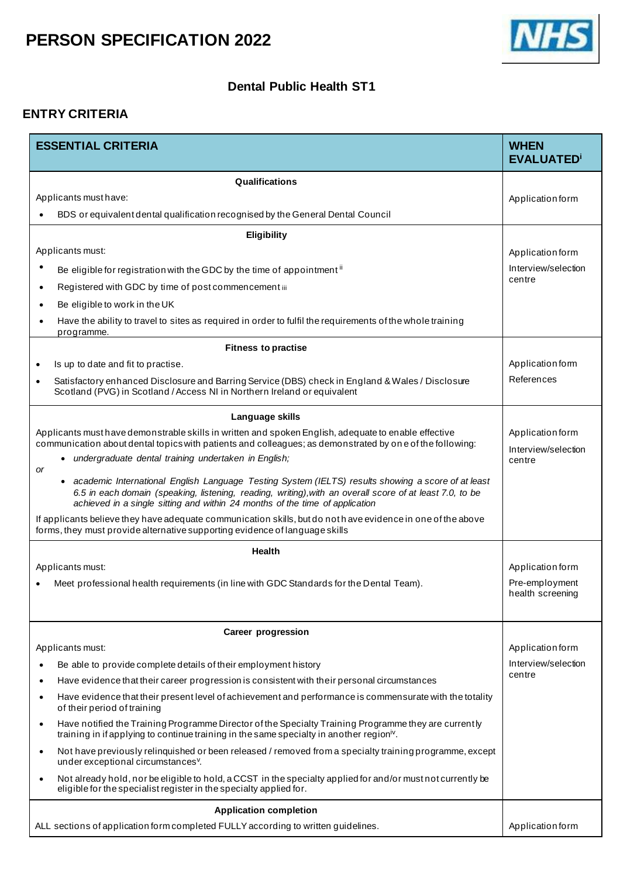# PERSON SPECIFICATION 2022

## Dental Public Health ST1

## ENTRY CRITERIA

| ESSENTIAL CRITERIA | WHEN EVALUATED[i] |
|---|---|
| **Qualifications**<br>Applicants must have:<br>• BDS or equivalent dental qualification recognised by the General Dental Council | Application form |
| **Eligibility**<br>Applicants must:<br>• Be eligible for registration with the GDC by the time of appointment[ii]<br>• Registered with GDC by time of post commencement[iii]<br>• Be eligible to work in the UK<br>• Have the ability to travel to sites as required in order to fulfil the requirements of the whole training programme. | Application form<br>Interview/selection centre |
| **Fitness to practise**<br>• Is up to date and fit to practise.<br>• Satisfactory enhanced Disclosure and Barring Service (DBS) check in England & Wales / Disclosure Scotland (PVG) in Scotland / Access NI in Northern Ireland or equivalent | Application form<br>References |
| **Language skills**<br>Applicants must have demonstrable skills in written and spoken English, adequate to enable effective communication about dental topics with patients and colleagues; as demonstrated by one of the following:<br>• *undergraduate dental training undertaken in English;*<br>*or*<br>• *academic International English Language Testing System (IELTS) results showing a score of at least 6.5 in each domain (speaking, listening, reading, writing),with an overall score of at least 7.0, to be achieved in a single sitting and within 24 months of the time of application*<br>If applicants believe they have adequate communication skills, but do not have evidence in one of the above forms, they must provide alternative supporting evidence of language skills | Application form<br>Interview/selection centre |
| **Health**<br>Applicants must:<br>• Meet professional health requirements (in line with GDC Standards for the Dental Team). | Application form<br>Pre-employment health screening |
| **Career progression**<br>Applicants must:<br>• Be able to provide complete details of their employment history<br>• Have evidence that their career progression is consistent with their personal circumstances<br>• Have evidence that their present level of achievement and performance is commensurate with the totality of their period of training<br>• Have notified the Training Programme Director of the Specialty Training Programme they are currently training in if applying to continue training in the same specialty in another region[iv].<br>• Not have previously relinquished or been released / removed from a specialty training programme, except under exceptional circumstances[v].<br>• Not already hold, nor be eligible to hold, a CCST in the specialty applied for and/or must not currently be eligible for the specialist register in the specialty applied for. | Application form<br>Interview/selection centre |
| **Application completion**<br>ALL sections of application form completed FULLY according to written guidelines. | Application form |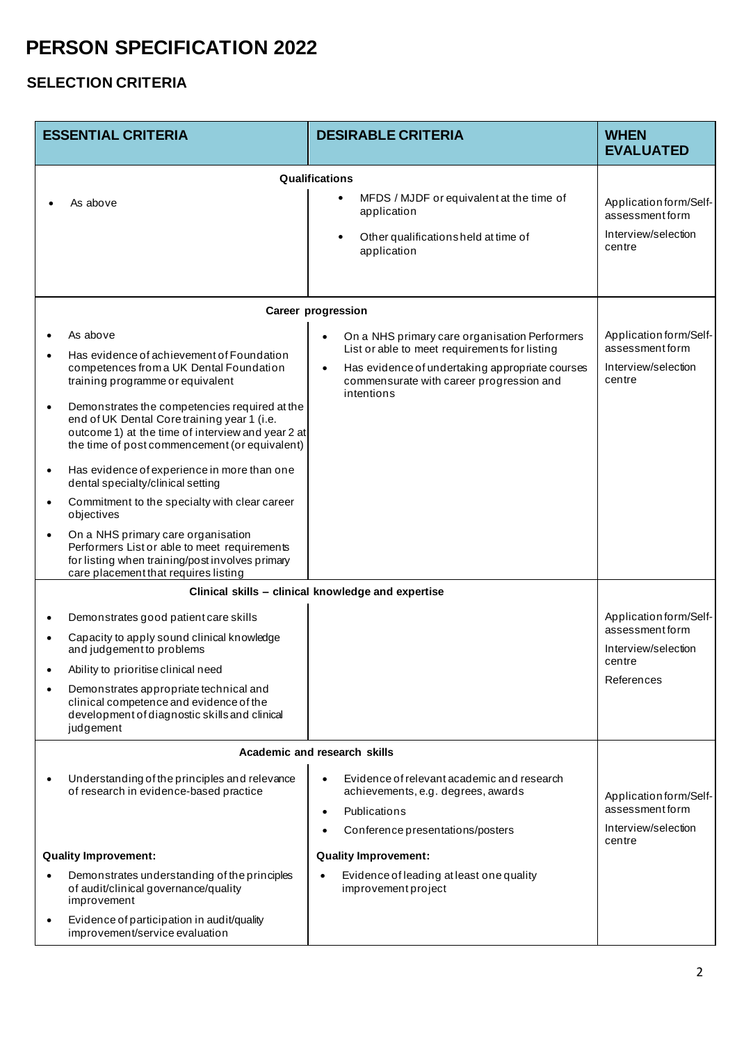# PERSON SPECIFICATION 2022

## SELECTION CRITERIA

| ESSENTIAL CRITERIA | DESIRABLE CRITERIA | WHEN EVALUATED |
|---|---|---|
| **Qualifications** | | |
| • As above | • MFDS / MJDF or equivalent at the time of application<br>• Other qualifications held at time of application | Application form/Self-assessment form<br>Interview/selection centre |
| **Career progression** | | |
| • As above<br>• Has evidence of achievement of Foundation competences from a UK Dental Foundation training programme or equivalent<br>• Demonstrates the competencies required at the end of UK Dental Core training year 1 (i.e. outcome 1) at the time of interview and year 2 at the time of post commencement (or equivalent)<br>• Has evidence of experience in more than one dental specialty/clinical setting<br>• Commitment to the specialty with clear career objectives<br>• On a NHS primary care organisation Performers List or able to meet requirements for listing when training/post involves primary care placement that requires listing | • On a NHS primary care organisation Performers List or able to meet requirements for listing<br>• Has evidence of undertaking appropriate courses commensurate with career progression and intentions | Application form/Self-assessment form<br>Interview/selection centre |
| **Clinical skills – clinical knowledge and expertise** | | |
| • Demonstrates good patient care skills<br>• Capacity to apply sound clinical knowledge and judgement to problems<br>• Ability to prioritise clinical need<br>• Demonstrates appropriate technical and clinical competence and evidence of the development of diagnostic skills and clinical judgement | | Application form/Self-assessment form<br>Interview/selection centre<br>References |
| **Academic and research skills** | | |
| • Understanding of the principles and relevance of research in evidence-based practice<br><br>**Quality Improvement:**<br>• Demonstrates understanding of the principles of audit/clinical governance/quality improvement<br>• Evidence of participation in audit/quality improvement/service evaluation | • Evidence of relevant academic and research achievements, e.g. degrees, awards<br>• Publications<br>• Conference presentations/posters<br><br>**Quality Improvement:**<br>• Evidence of leading at least one quality improvement project | Application form/Self-assessment form<br>Interview/selection centre |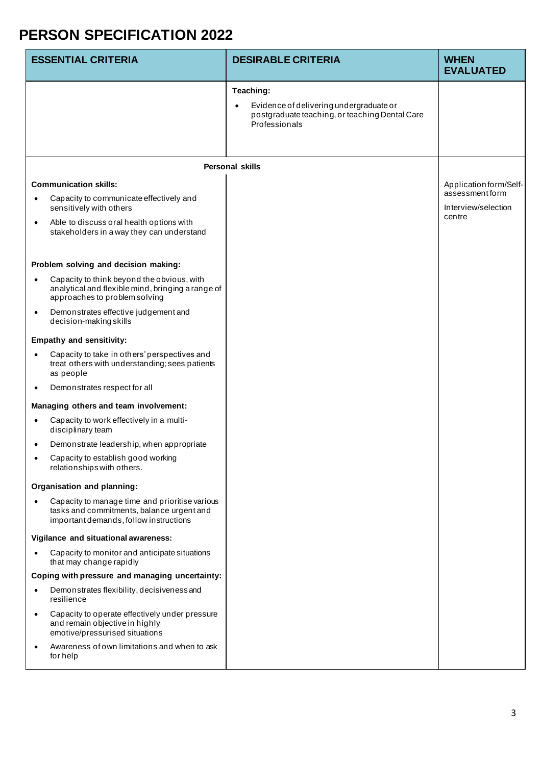# PERSON SPECIFICATION 2022

| ESSENTIAL CRITERIA | DESIRABLE CRITERIA | WHEN EVALUATED |
|---|---|---|
| | **Teaching:**<br>• Evidence of delivering undergraduate or postgraduate teaching, or teaching Dental Care Professionals | |
| **Personal skills** | | |
| **Communication skills:**<br>• Capacity to communicate effectively and sensitively with others<br>• Able to discuss oral health options with stakeholders in a way they can understand<br><br>**Problem solving and decision making:**<br>• Capacity to think beyond the obvious, with analytical and flexible mind, bringing a range of approaches to problem solving<br>• Demonstrates effective judgement and decision-making skills<br><br>**Empathy and sensitivity:**<br>• Capacity to take in others' perspectives and treat others with understanding; sees patients as people<br>• Demonstrates respect for all<br><br>**Managing others and team involvement:**<br>• Capacity to work effectively in a multi-disciplinary team<br>• Demonstrate leadership, when appropriate<br>• Capacity to establish good working relationships with others.<br><br>**Organisation and planning:**<br>• Capacity to manage time and prioritise various tasks and commitments, balance urgent and important demands, follow instructions<br><br>**Vigilance and situational awareness:**<br>• Capacity to monitor and anticipate situations that may change rapidly<br><br>**Coping with pressure and managing uncertainty:**<br>• Demonstrates flexibility, decisiveness and resilience<br>• Capacity to operate effectively under pressure and remain objective in highly emotive/pressurised situations<br>• Awareness of own limitations and when to ask for help | | Application form/Self-assessment form<br><br>Interview/selection centre |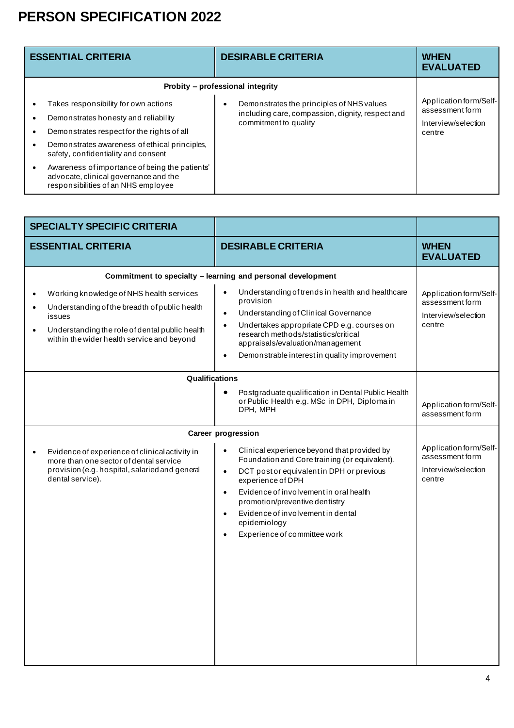# PERSON SPECIFICATION 2022

| ESSENTIAL CRITERIA | DESIRABLE CRITERIA | WHEN EVALUATED |
|---|---|---|
| **Probity – professional integrity** | | |
| • Takes responsibility for own actions<br>• Demonstrates honesty and reliability<br>• Demonstrates respect for the rights of all<br>• Demonstrates awareness of ethical principles, safety, confidentiality and consent<br>• Awareness of importance of being the patients' advocate, clinical governance and the responsibilities of an NHS employee | • Demonstrates the principles of NHS values including care, compassion, dignity, respect and commitment to quality | Application form/Self-assessment form<br>Interview/selection centre |

| SPECIALTY SPECIFIC CRITERIA | | |
|---|---|---|
| **ESSENTIAL CRITERIA** | **DESIRABLE CRITERIA** | **WHEN EVALUATED** |
| **Commitment to specialty – learning and personal development** | | |
| • Working knowledge of NHS health services<br>• Understanding of the breadth of public health issues<br>• Understanding the role of dental public health within the wider health service and beyond | • Understanding of trends in health and healthcare provision<br>• Understanding of Clinical Governance<br>• Undertakes appropriate CPD e.g. courses on research methods/statistics/critical appraisals/evaluation/management<br>• Demonstrable interest in quality improvement | Application form/Self-assessment form<br>Interview/selection centre |
| **Qualifications** | | |
| | • Postgraduate qualification in Dental Public Health or Public Health e.g. MSc in DPH, Diploma in DPH, MPH | Application form/Self-assessment form |
| **Career progression** | | |
| • Evidence of experience of clinical activity in more than one sector of dental service provision (e.g. hospital, salaried and general dental service). | • Clinical experience beyond that provided by Foundation and Core training (or equivalent).<br>• DCT post or equivalent in DPH or previous experience of DPH<br>• Evidence of involvement in oral health promotion/preventive dentistry<br>• Evidence of involvement in dental epidemiology<br>• Experience of committee work | Application form/Self-assessment form<br>Interview/selection centre |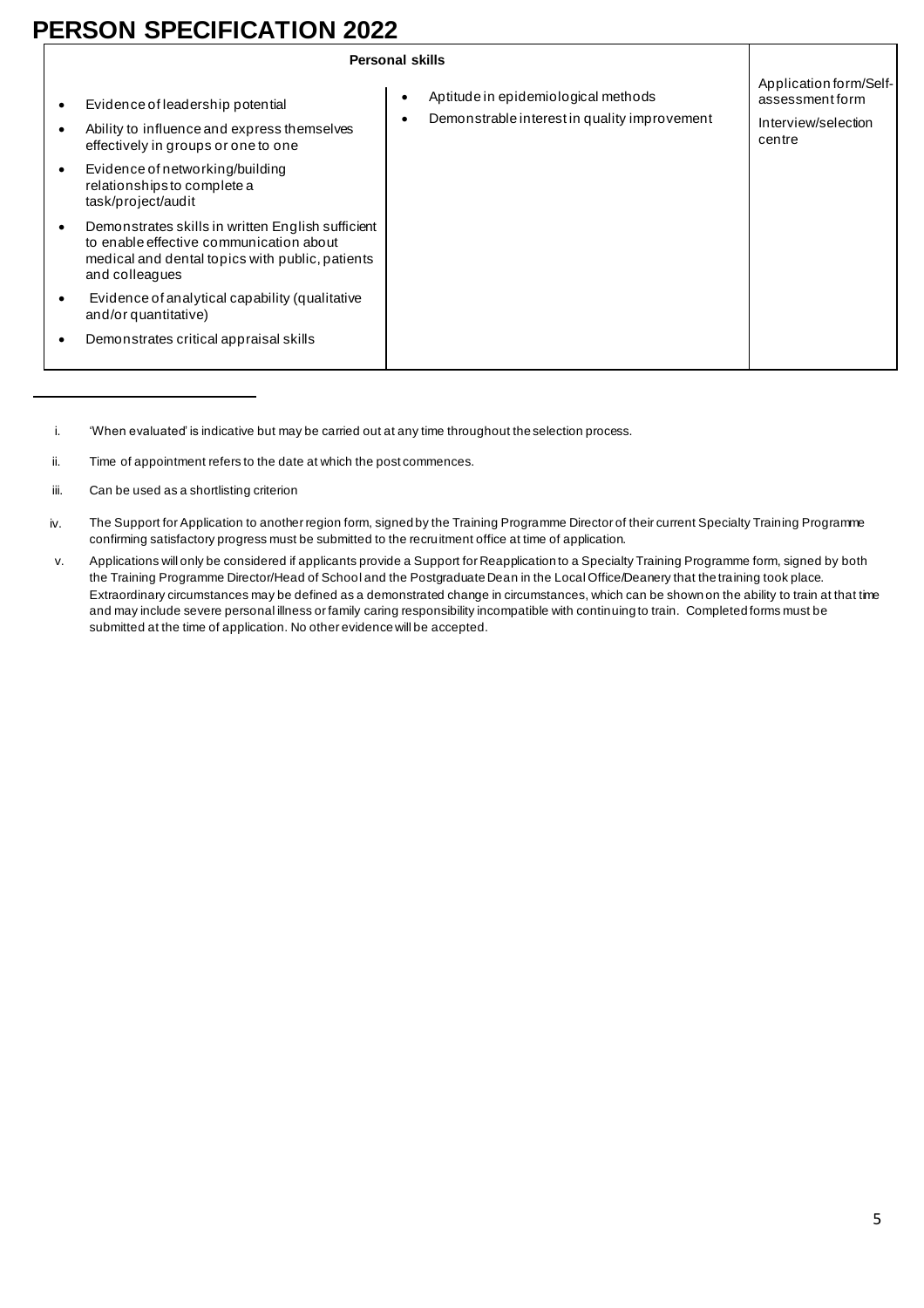# PERSON SPECIFICATION 2022

| Personal skills | | |
|---|---|---|
| • Evidence of leadership potential<br>• Ability to influence and express themselves effectively in groups or one to one<br>• Evidence of networking/building relationships to complete a task/project/audit<br>• Demonstrates skills in written English sufficient to enable effective communication about medical and dental topics with public, patients and colleagues<br>• Evidence of analytical capability (qualitative and/or quantitative)<br>• Demonstrates critical appraisal skills | • Aptitude in epidemiological methods<br>• Demonstrable interest in quality improvement | Application form/Self-assessment form<br><br>Interview/selection centre |

---

i. 'When evaluated' is indicative but may be carried out at any time throughout the selection process.

ii. Time of appointment refers to the date at which the post commences.

iii. Can be used as a shortlisting criterion

iv. The Support for Application to another region form, signed by the Training Programme Director of their current Specialty Training Programme confirming satisfactory progress must be submitted to the recruitment office at time of application.

v. Applications will only be considered if applicants provide a Support for Reapplication to a Specialty Training Programme form, signed by both the Training Programme Director/Head of School and the Postgraduate Dean in the Local Office/Deanery that the training took place. Extraordinary circumstances may be defined as a demonstrated change in circumstances, which can be shown on the ability to train at that time and may include severe personal illness or family caring responsibility incompatible with continuing to train. Completed forms must be submitted at the time of application. No other evidence will be accepted.